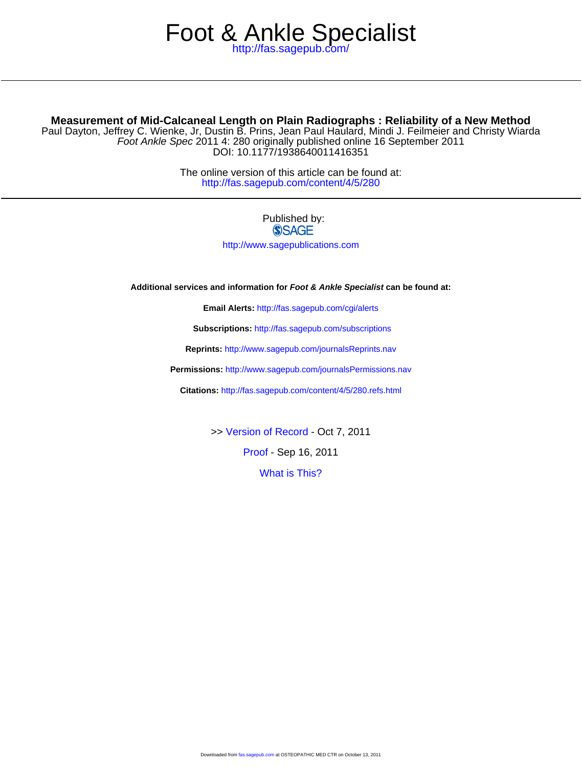# Foot & Ankle Specialist

http://fas.sagepub.com/

---

**Measurement of Mid-Calcaneal Length on Plain Radiographs : Reliability of a New Method**

Paul Dayton, Jeffrey C. Wienke, Jr, Dustin B. Prins, Jean Paul Haulard, Mindi J. Feilmeier and Christy Wiarda

*Foot Ankle Spec* 2011 4: 280 originally published online 16 September 2011

DOI: 10.1177/1938640011416351

The online version of this article can be found at:

http://fas.sagepub.com/content/4/5/280

---

Published by:

SAGE

http://www.sagepublications.com

**Additional services and information for *Foot & Ankle Specialist* can be found at:**

**Email Alerts:** http://fas.sagepub.com/cgi/alerts

**Subscriptions:** http://fas.sagepub.com/subscriptions

**Reprints:** http://www.sagepub.com/journalsReprints.nav

**Permissions:** http://www.sagepub.com/journalsPermissions.nav

**Citations:** http://fas.sagepub.com/content/4/5/280.refs.html

>> Version of Record - Oct 7, 2011

Proof - Sep 16, 2011

What is This?

Downloaded from fas.sagepub.com at OSTEOPATHIC MED CTR on October 13, 2011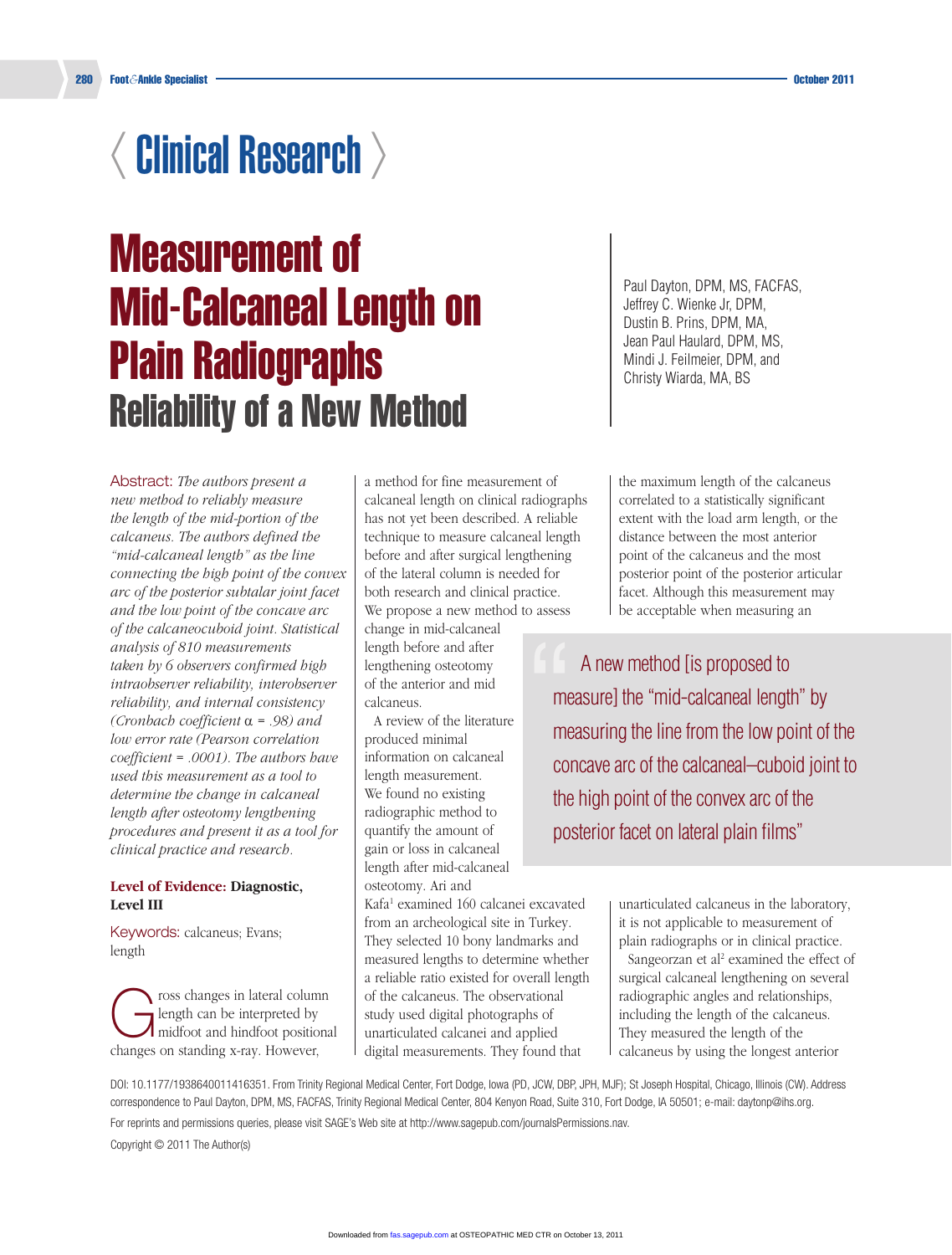# Clinical Research

# Measurement of Mid-Calcaneal Length on Plain Radiographs

## Reliability of a New Method

Paul Dayton, DPM, MS, FACFAS, Jeffrey C. Wienke Jr, DPM, Dustin B. Prins, DPM, MA, Jean Paul Haulard, DPM, MS, Mindi J. Feilmeier, DPM, and Christy Wiarda, MA, BS

**Abstract:** *The authors present a new method to reliably measure the length of the mid-portion of the calcaneus. The authors defined the "mid-calcaneal length" as the line connecting the high point of the convex arc of the posterior subtalar joint facet and the low point of the concave arc of the calcaneocuboid joint. Statistical analysis of 810 measurements taken by 6 observers confirmed high intraobserver reliability, interobserver reliability, and internal consistency (Cronbach coefficient α = .98) and low error rate (Pearson correlation coefficient = .0001). The authors have used this measurement as a tool to determine the change in calcaneal length after osteotomy lengthening procedures and present it as a tool for clinical practice and research.*

**Level of Evidence:** **Diagnostic, Level III**

**Keywords:** calcaneus; Evans; length

Gross changes in lateral column length can be interpreted by midfoot and hindfoot positional changes on standing x-ray. However, a method for fine measurement of calcaneal length on clinical radiographs has not yet been described. A reliable technique to measure calcaneal length before and after surgical lengthening of the lateral column is needed for both research and clinical practice. We propose a new method to assess change in mid-calcaneal length before and after lengthening osteotomy of the anterior and mid calcaneus.

A review of the literature produced minimal information on calcaneal length measurement. We found no existing radiographic method to quantify the amount of gain or loss in calcaneal length after mid-calcaneal osteotomy. Ari and Kafa[1] examined 160 calcanei excavated from an archeological site in Turkey. They selected 10 bony landmarks and measured lengths to determine whether a reliable ratio existed for overall length of the calcaneus. The observational study used digital photographs of unarticulated calcanei and applied digital measurements. They found that the maximum length of the calcaneus correlated to a statistically significant extent with the load arm length, or the distance between the most anterior point of the calcaneus and the most posterior point of the posterior articular facet. Although this measurement may be acceptable when measuring an unarticulated calcaneus in the laboratory, it is not applicable to measurement of plain radiographs or in clinical practice.

> "A new method [is proposed to measure] the "mid-calcaneal length" by measuring the line from the low point of the concave arc of the calcaneal–cuboid joint to the high point of the convex arc of the posterior facet on lateral plain films"

Sangeorzan et al[2] examined the effect of surgical calcaneal lengthening on several radiographic angles and relationships, including the length of the calcaneus. They measured the length of the calcaneus by using the longest anterior

DOI: 10.1177/1938640011416351. From Trinity Regional Medical Center, Fort Dodge, Iowa (PD, JCW, DBP, JPH, MJF); St Joseph Hospital, Chicago, Illinois (CW). Address correspondence to Paul Dayton, DPM, MS, FACFAS, Trinity Regional Medical Center, 804 Kenyon Road, Suite 310, Fort Dodge, IA 50501; e-mail: daytonp@ihs.org.

For reprints and permissions queries, please visit SAGE's Web site at http://www.sagepub.com/journalsPermissions.nav.

Copyright © 2011 The Author(s)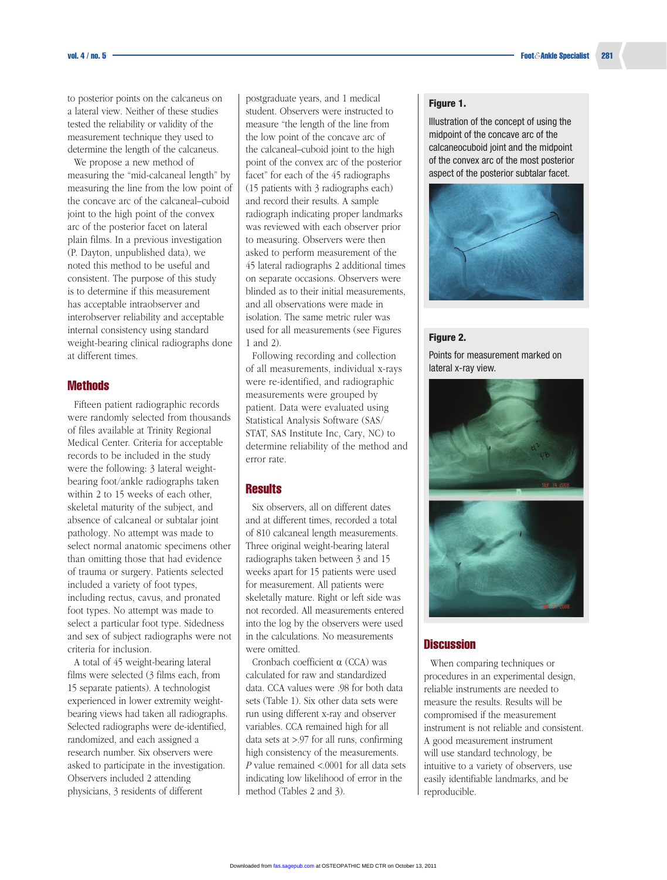to posterior points on the calcaneus on a lateral view. Neither of these studies tested the reliability or validity of the measurement technique they used to determine the length of the calcaneus.

We propose a new method of measuring the "mid-calcaneal length" by measuring the line from the low point of the concave arc of the calcaneal–cuboid joint to the high point of the convex arc of the posterior facet on lateral plain films. In a previous investigation (P. Dayton, unpublished data), we noted this method to be useful and consistent. The purpose of this study is to determine if this measurement has acceptable intraobserver and interobserver reliability and acceptable internal consistency using standard weight-bearing clinical radiographs done at different times.

## Methods

Fifteen patient radiographic records were randomly selected from thousands of files available at Trinity Regional Medical Center. Criteria for acceptable records to be included in the study were the following: 3 lateral weight-bearing foot/ankle radiographs taken within 2 to 15 weeks of each other, skeletal maturity of the subject, and absence of calcaneal or subtalar joint pathology. No attempt was made to select normal anatomic specimens other than omitting those that had evidence of trauma or surgery. Patients selected included a variety of foot types, including rectus, cavus, and pronated foot types. No attempt was made to select a particular foot type. Sidedness and sex of subject radiographs were not criteria for inclusion.

A total of 45 weight-bearing lateral films were selected (3 films each, from 15 separate patients). A technologist experienced in lower extremity weight-bearing views had taken all radiographs. Selected radiographs were de-identified, randomized, and each assigned a research number. Six observers were asked to participate in the investigation. Observers included 2 attending physicians, 3 residents of different postgraduate years, and 1 medical student. Observers were instructed to measure "the length of the line from the low point of the concave arc of the calcaneal–cuboid joint to the high point of the convex arc of the posterior facet" for each of the 45 radiographs (15 patients with 3 radiographs each) and record their results. A sample radiograph indicating proper landmarks was reviewed with each observer prior to measuring. Observers were then asked to perform measurement of the 45 lateral radiographs 2 additional times on separate occasions. Observers were blinded as to their initial measurements, and all observations were made in isolation. The same metric ruler was used for all measurements (see Figures 1 and 2).

Following recording and collection of all measurements, individual x-rays were re-identified, and radiographic measurements were grouped by patient. Data were evaluated using Statistical Analysis Software (SAS/STAT, SAS Institute Inc, Cary, NC) to determine reliability of the method and error rate.

## Results

Six observers, all on different dates and at different times, recorded a total of 810 calcaneal length measurements. Three original weight-bearing lateral radiographs taken between 3 and 15 weeks apart for 15 patients were used for measurement. All patients were skeletally mature. Right or left side was not recorded. All measurements entered into the log by the observers were used in the calculations. No measurements were omitted.

Cronbach coefficient $\alpha$ (CCA) was calculated for raw and standardized data. CCA values were .98 for both data sets (Table 1). Six other data sets were run using different x-ray and observer variables. CCA remained high for all data sets at >.97 for all runs, confirming high consistency of the measurements. *P* value remained <.0001 for all data sets indicating low likelihood of error in the method (Tables 2 and 3).

**Figure 1.**

Illustration of the concept of using the midpoint of the concave arc of the calcaneocuboid joint and the midpoint of the convex arc of the most posterior aspect of the posterior subtalar facet.

**Figure 2.**

Points for measurement marked on lateral x-ray view.

## Discussion

When comparing techniques or procedures in an experimental design, reliable instruments are needed to measure the results. Results will be compromised if the measurement instrument is not reliable and consistent. A good measurement instrument will use standard technology, be intuitive to a variety of observers, use easily identifiable landmarks, and be reproducible.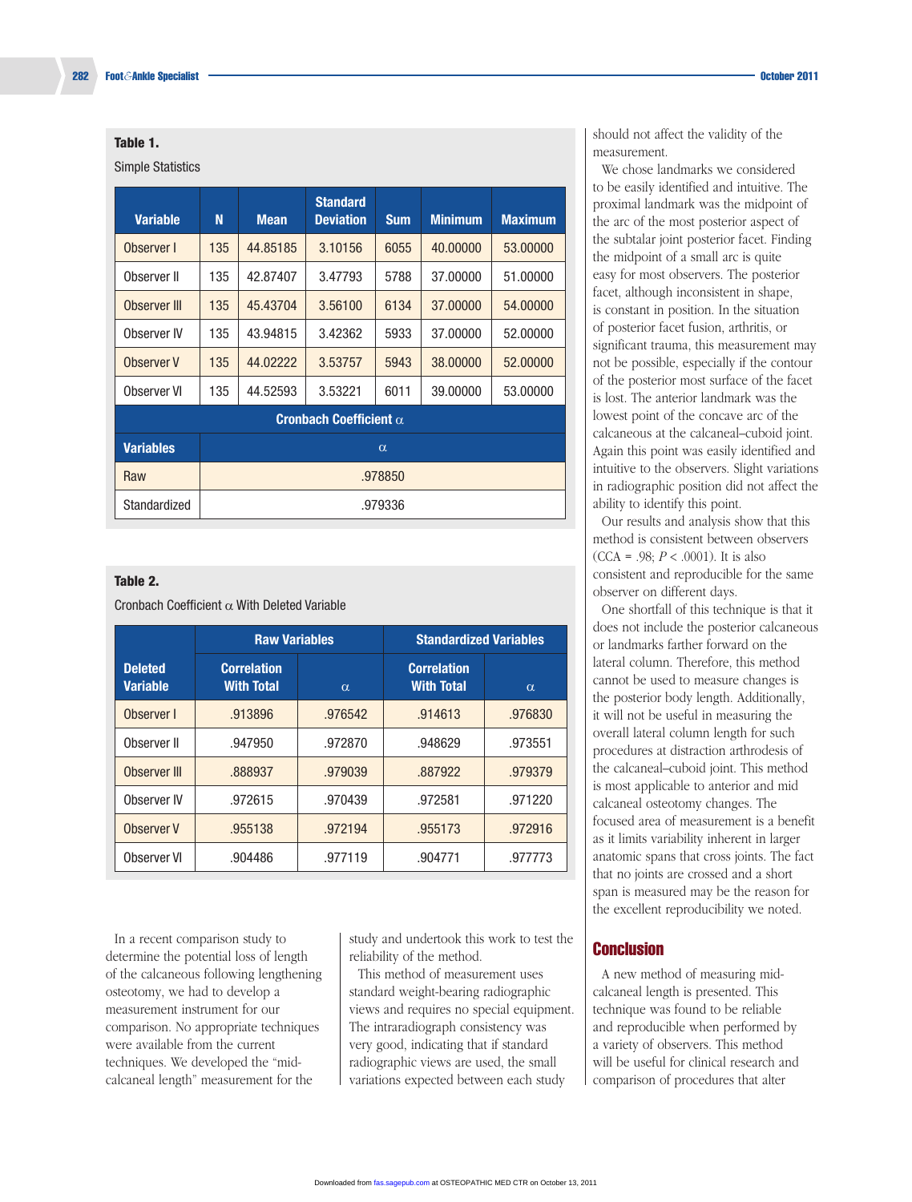**Table 1.**

Simple Statistics

| Variable | N | Mean | Standard Deviation | Sum | Minimum | Maximum |
|---|---|---|---|---|---|---|
| Observer I | 135 | 44.85185 | 3.10156 | 6055 | 40.00000 | 53.00000 |
| Observer II | 135 | 42.87407 | 3.47793 | 5788 | 37.00000 | 51.00000 |
| Observer III | 135 | 45.43704 | 3.56100 | 6134 | 37.00000 | 54.00000 |
| Observer IV | 135 | 43.94815 | 3.42362 | 5933 | 37.00000 | 52.00000 |
| Observer V | 135 | 44.02222 | 3.53757 | 5943 | 38.00000 | 52.00000 |
| Observer VI | 135 | 44.52593 | 3.53221 | 6011 | 39.00000 | 53.00000 |

| Cronbach Coefficient $\alpha$ | |
|---|---|
| Variables | $\alpha$ |
| Raw | .978850 |
| Standardized | .979336 |

**Table 2.**

Cronbach Coefficient $\alpha$ With Deleted Variable

| | Raw Variables | | Standardized Variables | |
|---|---|---|---|---|
| Deleted Variable | Correlation With Total | $\alpha$ | Correlation With Total | $\alpha$ |
| Observer I | .913896 | .976542 | .914613 | .976830 |
| Observer II | .947950 | .972870 | .948629 | .973551 |
| Observer III | .888937 | .979039 | .887922 | .979379 |
| Observer IV | .972615 | .970439 | .972581 | .971220 |
| Observer V | .955138 | .972194 | .955173 | .972916 |
| Observer VI | .904486 | .977119 | .904771 | .977773 |

In a recent comparison study to determine the potential loss of length of the calcaneous following lengthening osteotomy, we had to develop a measurement instrument for our comparison. No appropriate techniques were available from the current techniques. We developed the "mid-calcaneal length" measurement for the study and undertook this work to test the reliability of the method.

This method of measurement uses standard weight-bearing radiographic views and requires no special equipment. The intraradiograph consistency was very good, indicating that if standard radiographic views are used, the small variations expected between each study should not affect the validity of the measurement.

We chose landmarks we considered to be easily identified and intuitive. The proximal landmark was the midpoint of the arc of the most posterior aspect of the subtalar joint posterior facet. Finding the midpoint of a small arc is quite easy for most observers. The posterior facet, although inconsistent in shape, is constant in position. In the situation of posterior facet fusion, arthritis, or significant trauma, this measurement may not be possible, especially if the contour of the posterior most surface of the facet is lost. The anterior landmark was the lowest point of the concave arc of the calcaneous at the calcaneal–cuboid joint. Again this point was easily identified and intuitive to the observers. Slight variations in radiographic position did not affect the ability to identify this point.

Our results and analysis show that this method is consistent between observers (CCA = .98; $P < .0001$). It is also consistent and reproducible for the same observer on different days.

One shortfall of this technique is that it does not include the posterior calcaneous or landmarks farther forward on the lateral column. Therefore, this method cannot be used to measure changes is the posterior body length. Additionally, it will not be useful in measuring the overall lateral column length for such procedures at distraction arthrodesis of the calcaneal–cuboid joint. This method is most applicable to anterior and mid calcaneal osteotomy changes. The focused area of measurement is a benefit as it limits variability inherent in larger anatomic spans that cross joints. The fact that no joints are crossed and a short span is measured may be the reason for the excellent reproducibility we noted.

## Conclusion

A new method of measuring mid-calcaneal length is presented. This technique was found to be reliable and reproducible when performed by a variety of observers. This method will be useful for clinical research and comparison of procedures that alter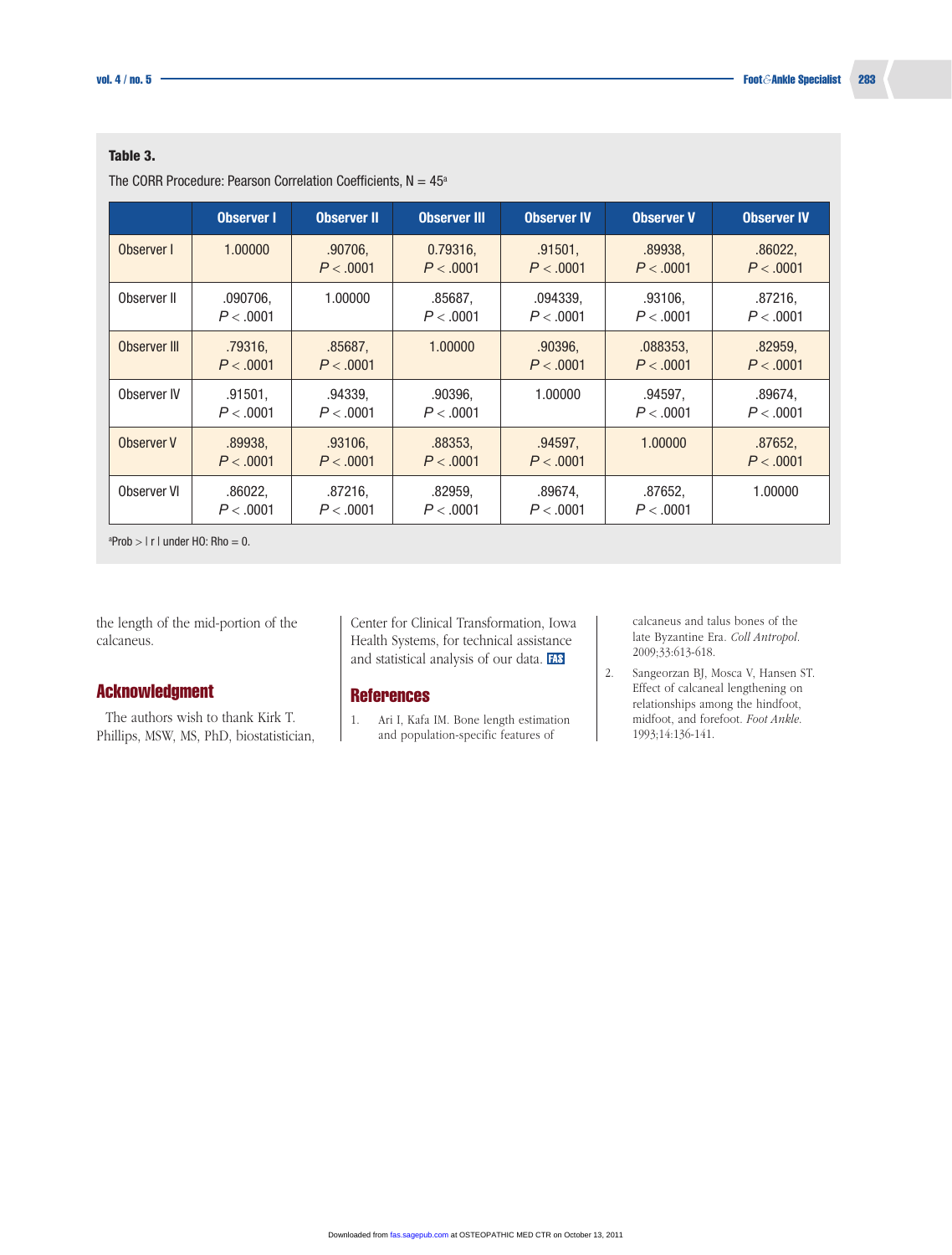**Table 3.**

The CORR Procedure: Pearson Correlation Coefficients, N = 45[a]

| | Observer I | Observer II | Observer III | Observer IV | Observer V | Observer IV |
|---|---|---|---|---|---|---|
| Observer I | 1.00000 | .90706, $P < .0001$ | 0.79316, $P < .0001$ | .91501, $P < .0001$ | .89938, $P < .0001$ | .86022, $P < .0001$ |
| Observer II | .090706, $P < .0001$ | 1.00000 | .85687, $P < .0001$ | .094339, $P < .0001$ | .93106, $P < .0001$ | .87216, $P < .0001$ |
| Observer III | .79316, $P < .0001$ | .85687, $P < .0001$ | 1.00000 | .90396, $P < .0001$ | .088353, $P < .0001$ | .82959, $P < .0001$ |
| Observer IV | .91501, $P < .0001$ | .94339, $P < .0001$ | .90396, $P < .0001$ | 1.00000 | .94597, $P < .0001$ | .89674, $P < .0001$ |
| Observer V | .89938, $P < .0001$ | .93106, $P < .0001$ | .88353, $P < .0001$ | .94597, $P < .0001$ | 1.00000 | .87652, $P < .0001$ |
| Observer VI | .86022, $P < .0001$ | .87216, $P < .0001$ | .82959, $P < .0001$ | .89674, $P < .0001$ | .87652, $P < .0001$ | 1.00000 |

[a]Prob > | r | under HO: Rho = 0.

the length of the mid-portion of the calcaneus.

## Acknowledgment

The authors wish to thank Kirk T. Phillips, MSW, MS, PhD, biostatistician, Center for Clinical Transformation, Iowa Health Systems, for technical assistance and statistical analysis of our data.

## References

1. Ari I, Kafa IM. Bone length estimation and population-specific features of calcaneus and talus bones of the late Byzantine Era. *Coll Antropol*. 2009;33:613-618.
2. Sangeorzan BJ, Mosca V, Hansen ST. Effect of calcaneal lengthening on relationships among the hindfoot, midfoot, and forefoot. *Foot Ankle*. 1993;14:136-141.